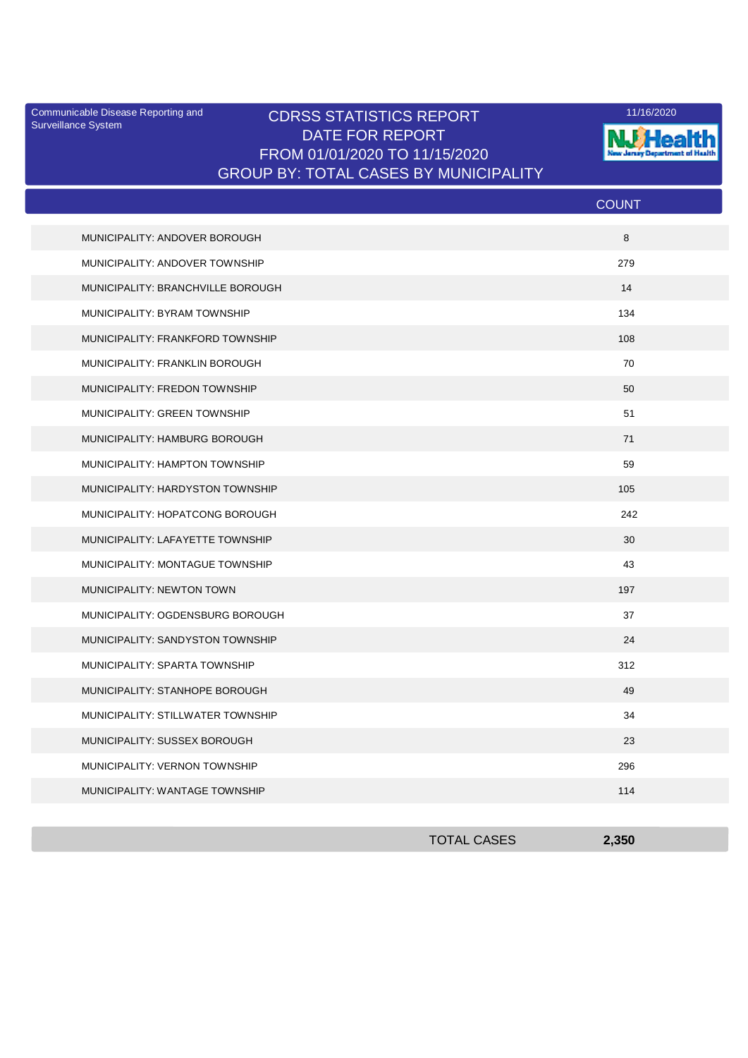Communicable Disease Reporting and Surveillance System

# CDRSS STATISTICS REPORT
## DATE FOR REPORT
## FROM 01/01/2020 TO 11/15/2020
## GROUP BY: TOTAL CASES BY MUNICIPALITY

11/16/2020

NJ Health — New Jersey Department of Health

| | COUNT |
|---|---|
| MUNICIPALITY: ANDOVER BOROUGH | 8 |
| MUNICIPALITY: ANDOVER TOWNSHIP | 279 |
| MUNICIPALITY: BRANCHVILLE BOROUGH | 14 |
| MUNICIPALITY: BYRAM TOWNSHIP | 134 |
| MUNICIPALITY: FRANKFORD TOWNSHIP | 108 |
| MUNICIPALITY: FRANKLIN BOROUGH | 70 |
| MUNICIPALITY: FREDON TOWNSHIP | 50 |
| MUNICIPALITY: GREEN TOWNSHIP | 51 |
| MUNICIPALITY: HAMBURG BOROUGH | 71 |
| MUNICIPALITY: HAMPTON TOWNSHIP | 59 |
| MUNICIPALITY: HARDYSTON TOWNSHIP | 105 |
| MUNICIPALITY: HOPATCONG BOROUGH | 242 |
| MUNICIPALITY: LAFAYETTE TOWNSHIP | 30 |
| MUNICIPALITY: MONTAGUE TOWNSHIP | 43 |
| MUNICIPALITY: NEWTON TOWN | 197 |
| MUNICIPALITY: OGDENSBURG BOROUGH | 37 |
| MUNICIPALITY: SANDYSTON TOWNSHIP | 24 |
| MUNICIPALITY: SPARTA TOWNSHIP | 312 |
| MUNICIPALITY: STANHOPE BOROUGH | 49 |
| MUNICIPALITY: STILLWATER TOWNSHIP | 34 |
| MUNICIPALITY: SUSSEX BOROUGH | 23 |
| MUNICIPALITY: VERNON TOWNSHIP | 296 |
| MUNICIPALITY: WANTAGE TOWNSHIP | 114 |
| TOTAL CASES | **2,350** |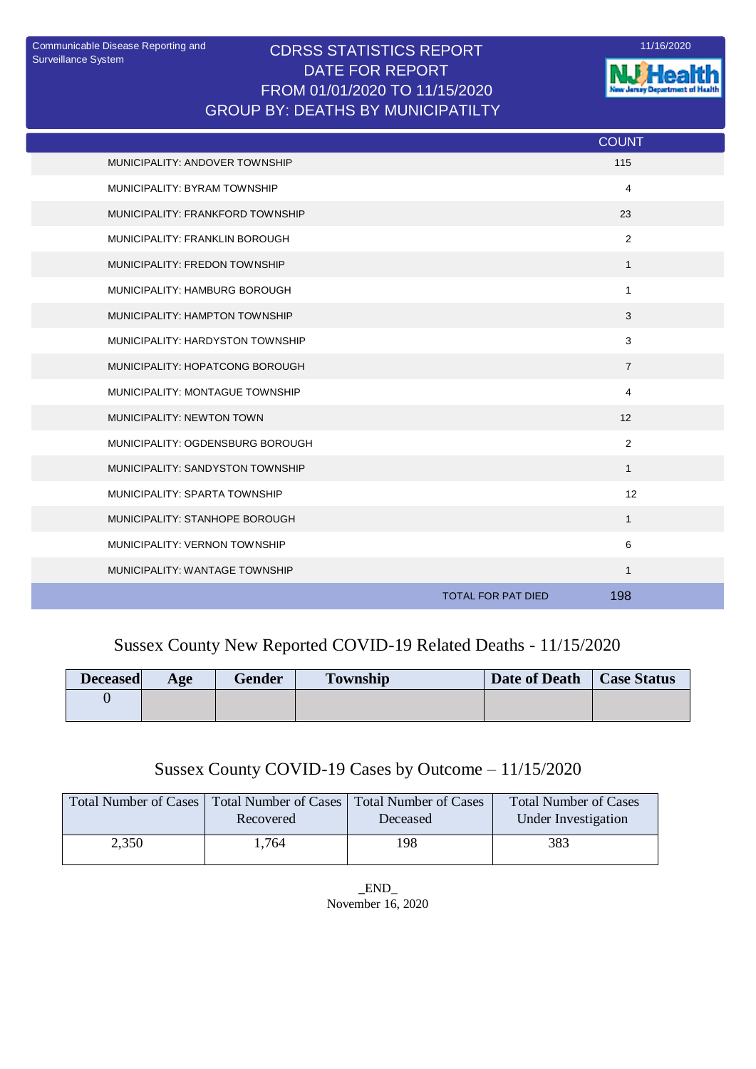Communicable Disease Reporting and Surveillance System

11/16/2020

# CDRSS STATISTICS REPORT
## DATE FOR REPORT
## FROM 01/01/2020 TO 11/15/2020
## GROUP BY: DEATHS BY MUNICIPATILTY

| | COUNT |
|---|---|
| MUNICIPALITY: ANDOVER TOWNSHIP | 115 |
| MUNICIPALITY: BYRAM TOWNSHIP | 4 |
| MUNICIPALITY: FRANKFORD TOWNSHIP | 23 |
| MUNICIPALITY: FRANKLIN BOROUGH | 2 |
| MUNICIPALITY: FREDON TOWNSHIP | 1 |
| MUNICIPALITY: HAMBURG BOROUGH | 1 |
| MUNICIPALITY: HAMPTON TOWNSHIP | 3 |
| MUNICIPALITY: HARDYSTON TOWNSHIP | 3 |
| MUNICIPALITY: HOPATCONG BOROUGH | 7 |
| MUNICIPALITY: MONTAGUE TOWNSHIP | 4 |
| MUNICIPALITY: NEWTON TOWN | 12 |
| MUNICIPALITY: OGDENSBURG BOROUGH | 2 |
| MUNICIPALITY: SANDYSTON TOWNSHIP | 1 |
| MUNICIPALITY: SPARTA TOWNSHIP | 12 |
| MUNICIPALITY: STANHOPE BOROUGH | 1 |
| MUNICIPALITY: VERNON TOWNSHIP | 6 |
| MUNICIPALITY: WANTAGE TOWNSHIP | 1 |
| TOTAL FOR PAT DIED | 198 |

## Sussex County New Reported COVID-19 Related Deaths - 11/15/2020

| Deceased | Age | Gender | Township | Date of Death | Case Status |
|---|---|---|---|---|---|
| 0 | | | | | |

## Sussex County COVID-19 Cases by Outcome – 11/15/2020

| Total Number of Cases | Total Number of Cases Recovered | Total Number of Cases Deceased | Total Number of Cases Under Investigation |
|---|---|---|---|
| 2,350 | 1,764 | 198 | 383 |

_END_
November 16, 2020